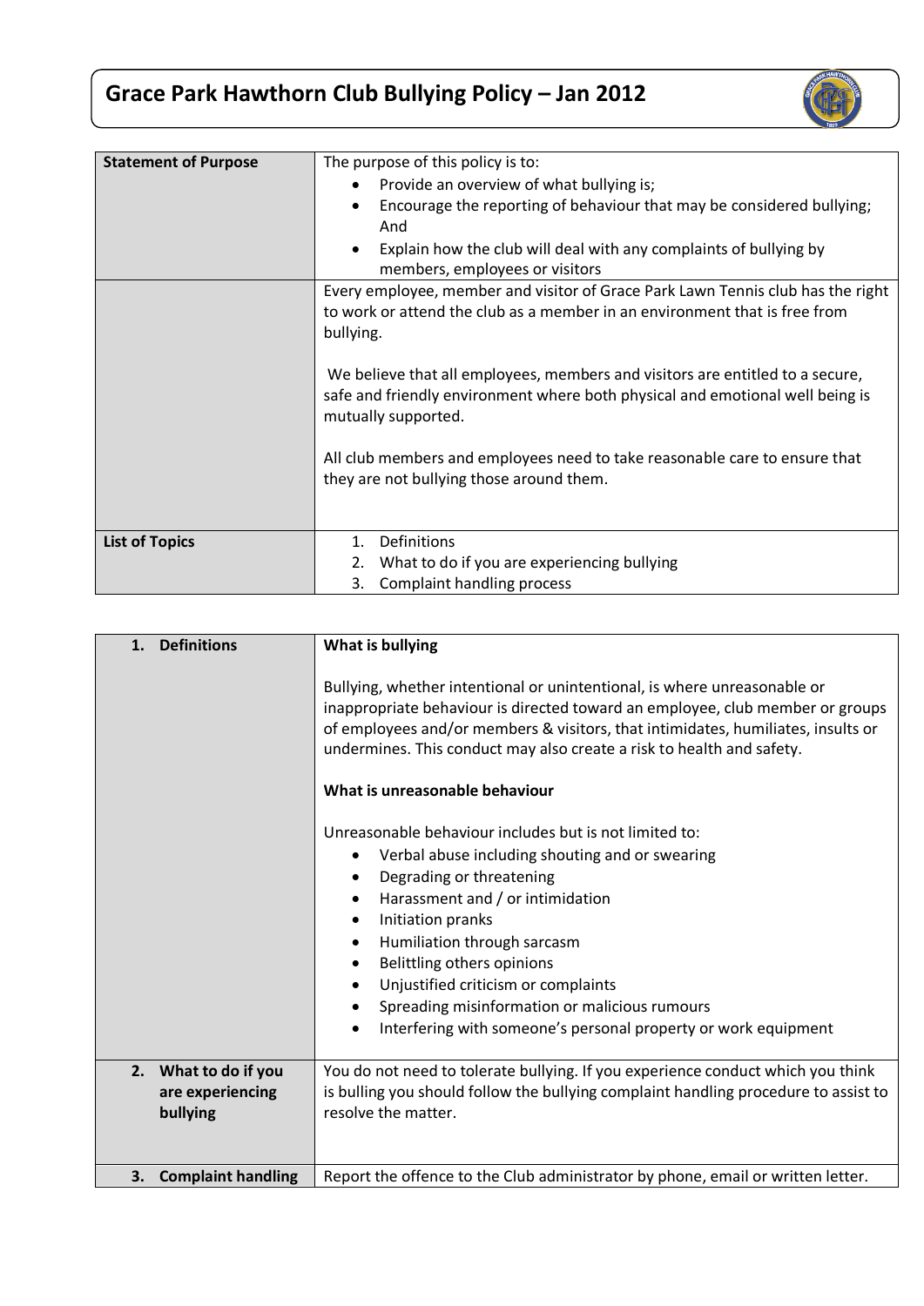# Grace Park Hawthorn Club Bullying Policy – Jan 2012

| **Statement of Purpose** | The purpose of this policy is to:<br>• Provide an overview of what bullying is;<br>• Encourage the reporting of behaviour that may be considered bullying; And<br>• Explain how the club will deal with any complaints of bullying by members, employees or visitors |
|---|---|
| | Every employee, member and visitor of Grace Park Lawn Tennis club has the right to work or attend the club as a member in an environment that is free from bullying.<br><br>We believe that all employees, members and visitors are entitled to a secure, safe and friendly environment where both physical and emotional well being is mutually supported.<br><br>All club members and employees need to take reasonable care to ensure that they are not bullying those around them. |
| **List of Topics** | 1. Definitions<br>2. What to do if you are experiencing bullying<br>3. Complaint handling process |

| **1. Definitions** | **What is bullying**<br><br>Bullying, whether intentional or unintentional, is where unreasonable or inappropriate behaviour is directed toward an employee, club member or groups of employees and/or members & visitors, that intimidates, humiliates, insults or undermines. This conduct may also create a risk to health and safety.<br><br>**What is unreasonable behaviour**<br><br>Unreasonable behaviour includes but is not limited to:<br>• Verbal abuse including shouting and or swearing<br>• Degrading or threatening<br>• Harassment and / or intimidation<br>• Initiation pranks<br>• Humiliation through sarcasm<br>• Belittling others opinions<br>• Unjustified criticism or complaints<br>• Spreading misinformation or malicious rumours<br>• Interfering with someone's personal property or work equipment |
|---|---|
| **2. What to do if you are experiencing bullying** | You do not need to tolerate bullying. If you experience conduct which you think is bulling you should follow the bullying complaint handling procedure to assist to resolve the matter. |
| **3. Complaint handling** | Report the offence to the Club administrator by phone, email or written letter. |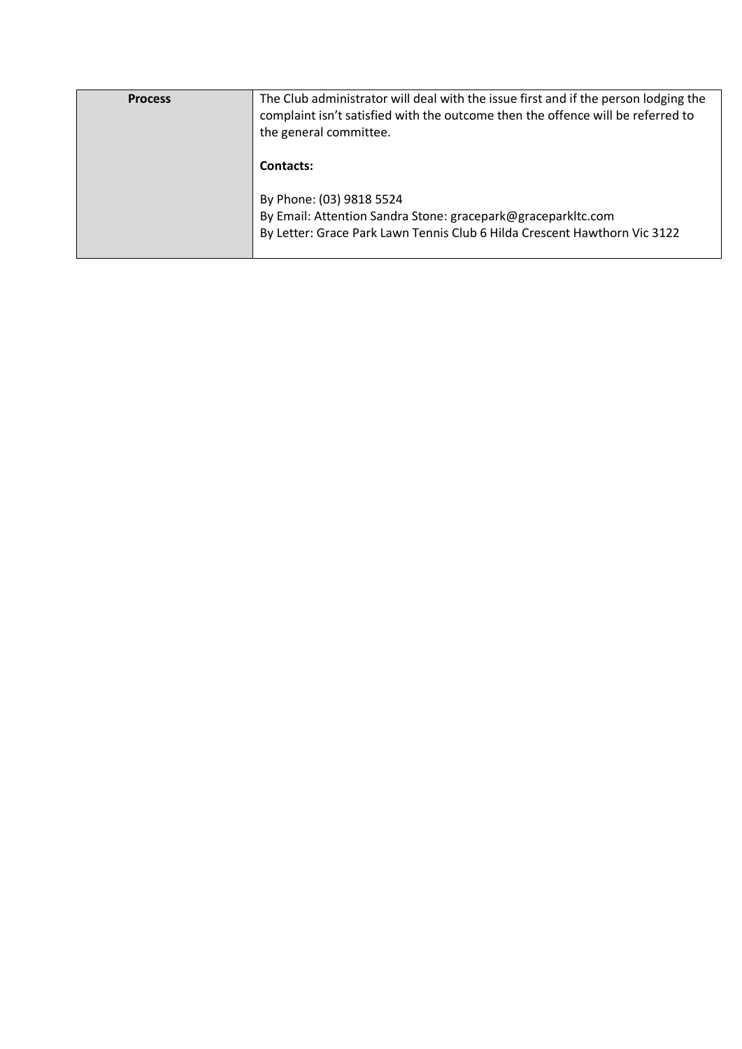| | |
|---|---|
| **Process** | The Club administrator will deal with the issue first and if the person lodging the complaint isn't satisfied with the outcome then the offence will be referred to the general committee.<br><br>**Contacts:**<br><br>By Phone: (03) 9818 5524<br>By Email: Attention Sandra Stone: gracepark@graceparkltc.com<br>By Letter: Grace Park Lawn Tennis Club 6 Hilda Crescent Hawthorn Vic 3122 |